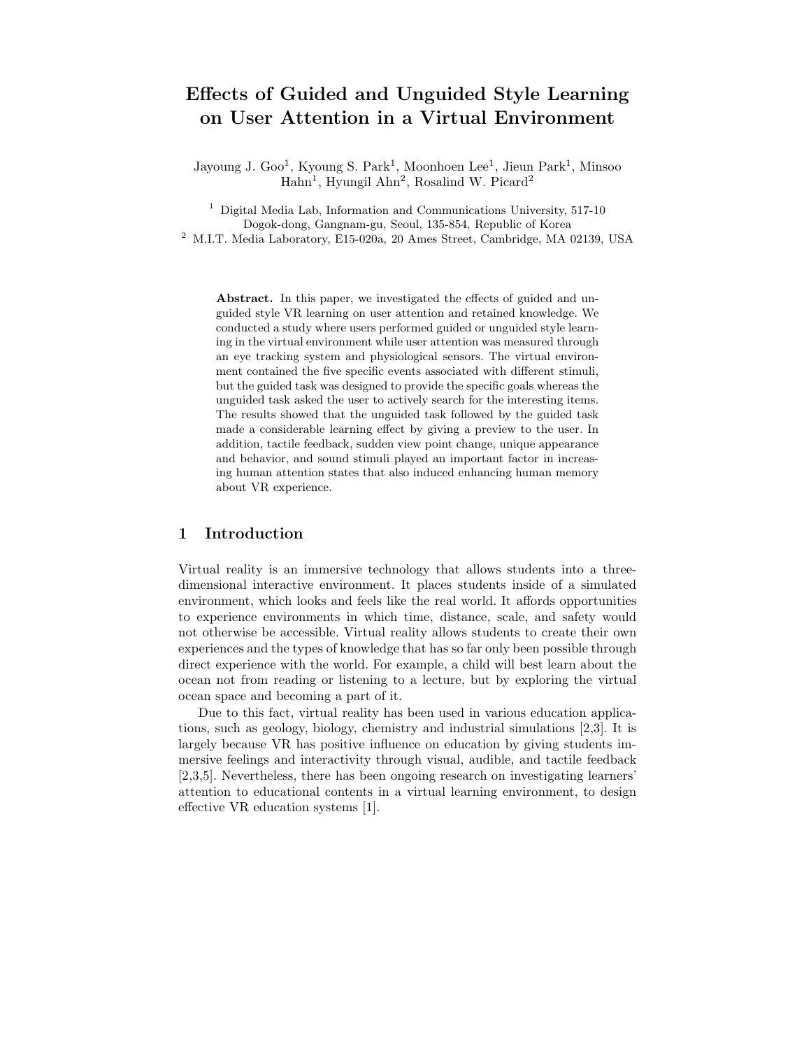# Effects of Guided and Unguided Style Learning on User Attention in a Virtual Environment

Jayoung J. Goo[1], Kyoung S. Park[1], Moonhoen Lee[1], Jieun Park[1], Minsoo Hahn[1], Hyungil Ahn[2], Rosalind W. Picard[2]

[1] Digital Media Lab, Information and Communications University, 517-10 Dogok-dong, Gangnam-gu, Seoul, 135-854, Republic of Korea
[2] M.I.T. Media Laboratory, E15-020a, 20 Ames Street, Cambridge, MA 02139, USA

**Abstract.** In this paper, we investigated the effects of guided and unguided style VR learning on user attention and retained knowledge. We conducted a study where users performed guided or unguided style learning in the virtual environment while user attention was measured through an eye tracking system and physiological sensors. The virtual environment contained the five specific events associated with different stimuli, but the guided task was designed to provide the specific goals whereas the unguided task asked the user to actively search for the interesting items. The results showed that the unguided task followed by the guided task made a considerable learning effect by giving a preview to the user. In addition, tactile feedback, sudden view point change, unique appearance and behavior, and sound stimuli played an important factor in increasing human attention states that also induced enhancing human memory about VR experience.

## 1 Introduction

Virtual reality is an immersive technology that allows students into a three-dimensional interactive environment. It places students inside of a simulated environment, which looks and feels like the real world. It affords opportunities to experience environments in which time, distance, scale, and safety would not otherwise be accessible. Virtual reality allows students to create their own experiences and the types of knowledge that has so far only been possible through direct experience with the world. For example, a child will best learn about the ocean not from reading or listening to a lecture, but by exploring the virtual ocean space and becoming a part of it.

Due to this fact, virtual reality has been used in various education applications, such as geology, biology, chemistry and industrial simulations [2,3]. It is largely because VR has positive influence on education by giving students immersive feelings and interactivity through visual, audible, and tactile feedback [2,3,5]. Nevertheless, there has been ongoing research on investigating learners' attention to educational contents in a virtual learning environment, to design effective VR education systems [1].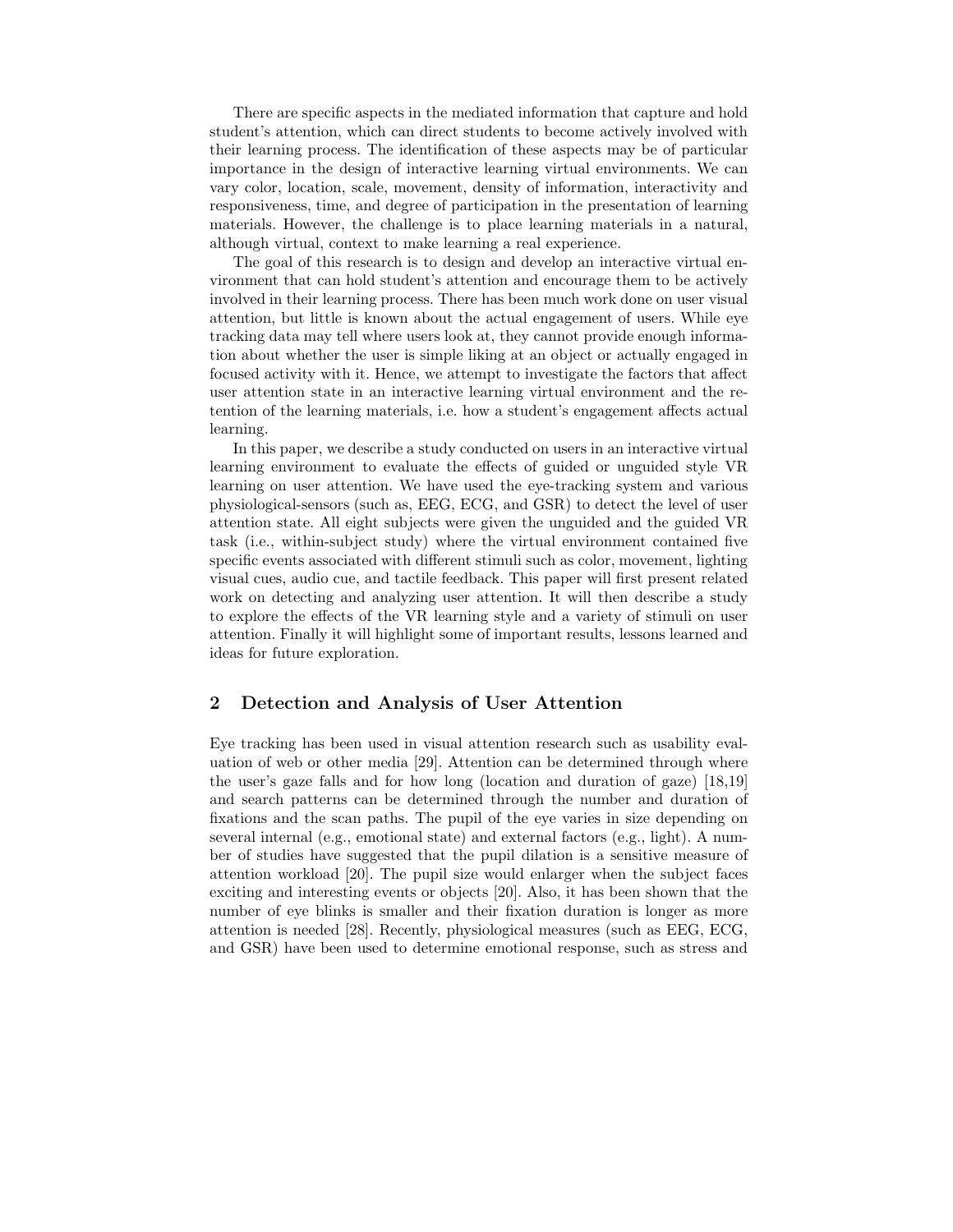There are specific aspects in the mediated information that capture and hold student's attention, which can direct students to become actively involved with their learning process. The identification of these aspects may be of particular importance in the design of interactive learning virtual environments. We can vary color, location, scale, movement, density of information, interactivity and responsiveness, time, and degree of participation in the presentation of learning materials. However, the challenge is to place learning materials in a natural, although virtual, context to make learning a real experience.

The goal of this research is to design and develop an interactive virtual environment that can hold student's attention and encourage them to be actively involved in their learning process. There has been much work done on user visual attention, but little is known about the actual engagement of users. While eye tracking data may tell where users look at, they cannot provide enough information about whether the user is simple liking at an object or actually engaged in focused activity with it. Hence, we attempt to investigate the factors that affect user attention state in an interactive learning virtual environment and the retention of the learning materials, i.e. how a student's engagement affects actual learning.

In this paper, we describe a study conducted on users in an interactive virtual learning environment to evaluate the effects of guided or unguided style VR learning on user attention. We have used the eye-tracking system and various physiological-sensors (such as, EEG, ECG, and GSR) to detect the level of user attention state. All eight subjects were given the unguided and the guided VR task (i.e., within-subject study) where the virtual environment contained five specific events associated with different stimuli such as color, movement, lighting visual cues, audio cue, and tactile feedback. This paper will first present related work on detecting and analyzing user attention. It will then describe a study to explore the effects of the VR learning style and a variety of stimuli on user attention. Finally it will highlight some of important results, lessons learned and ideas for future exploration.

## 2 Detection and Analysis of User Attention

Eye tracking has been used in visual attention research such as usability evaluation of web or other media [29]. Attention can be determined through where the user's gaze falls and for how long (location and duration of gaze) [18,19] and search patterns can be determined through the number and duration of fixations and the scan paths. The pupil of the eye varies in size depending on several internal (e.g., emotional state) and external factors (e.g., light). A number of studies have suggested that the pupil dilation is a sensitive measure of attention workload [20]. The pupil size would enlarger when the subject faces exciting and interesting events or objects [20]. Also, it has been shown that the number of eye blinks is smaller and their fixation duration is longer as more attention is needed [28]. Recently, physiological measures (such as EEG, ECG, and GSR) have been used to determine emotional response, such as stress and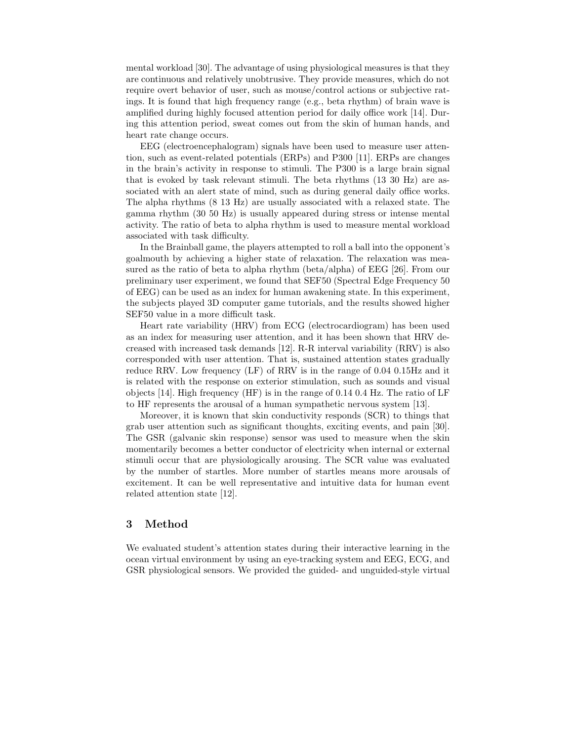mental workload [30]. The advantage of using physiological measures is that they are continuous and relatively unobtrusive. They provide measures, which do not require overt behavior of user, such as mouse/control actions or subjective ratings. It is found that high frequency range (e.g., beta rhythm) of brain wave is amplified during highly focused attention period for daily office work [14]. During this attention period, sweat comes out from the skin of human hands, and heart rate change occurs.

EEG (electroencephalogram) signals have been used to measure user attention, such as event-related potentials (ERPs) and P300 [11]. ERPs are changes in the brain's activity in response to stimuli. The P300 is a large brain signal that is evoked by task relevant stimuli. The beta rhythms (13 30 Hz) are associated with an alert state of mind, such as during general daily office works. The alpha rhythms (8 13 Hz) are usually associated with a relaxed state. The gamma rhythm (30 50 Hz) is usually appeared during stress or intense mental activity. The ratio of beta to alpha rhythm is used to measure mental workload associated with task difficulty.

In the Brainball game, the players attempted to roll a ball into the opponent's goalmouth by achieving a higher state of relaxation. The relaxation was measured as the ratio of beta to alpha rhythm (beta/alpha) of EEG [26]. From our preliminary user experiment, we found that SEF50 (Spectral Edge Frequency 50 of EEG) can be used as an index for human awakening state. In this experiment, the subjects played 3D computer game tutorials, and the results showed higher SEF50 value in a more difficult task.

Heart rate variability (HRV) from ECG (electrocardiogram) has been used as an index for measuring user attention, and it has been shown that HRV decreased with increased task demands [12]. R-R interval variability (RRV) is also corresponded with user attention. That is, sustained attention states gradually reduce RRV. Low frequency (LF) of RRV is in the range of 0.04 0.15Hz and it is related with the response on exterior stimulation, such as sounds and visual objects [14]. High frequency (HF) is in the range of 0.14 0.4 Hz. The ratio of LF to HF represents the arousal of a human sympathetic nervous system [13].

Moreover, it is known that skin conductivity responds (SCR) to things that grab user attention such as significant thoughts, exciting events, and pain [30]. The GSR (galvanic skin response) sensor was used to measure when the skin momentarily becomes a better conductor of electricity when internal or external stimuli occur that are physiologically arousing. The SCR value was evaluated by the number of startles. More number of startles means more arousals of excitement. It can be well representative and intuitive data for human event related attention state [12].

## 3 Method

We evaluated student's attention states during their interactive learning in the ocean virtual environment by using an eye-tracking system and EEG, ECG, and GSR physiological sensors. We provided the guided- and unguided-style virtual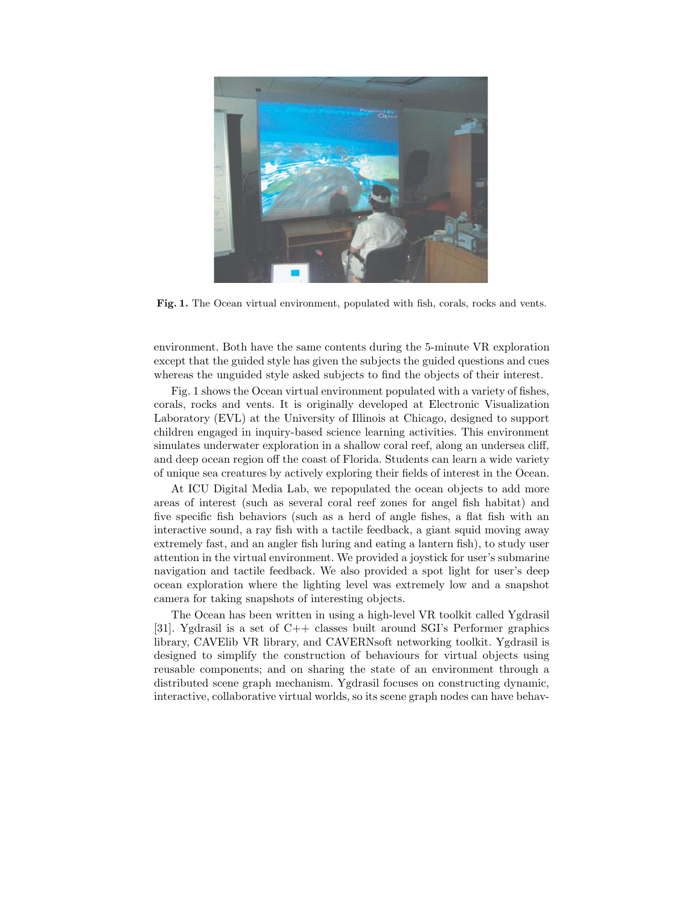**Fig. 1.** The Ocean virtual environment, populated with fish, corals, rocks and vents.

environment. Both have the same contents during the 5-minute VR exploration except that the guided style has given the subjects the guided questions and cues whereas the unguided style asked subjects to find the objects of their interest.

Fig. 1 shows the Ocean virtual environment populated with a variety of fishes, corals, rocks and vents. It is originally developed at Electronic Visualization Laboratory (EVL) at the University of Illinois at Chicago, designed to support children engaged in inquiry-based science learning activities. This environment simulates underwater exploration in a shallow coral reef, along an undersea cliff, and deep ocean region off the coast of Florida. Students can learn a wide variety of unique sea creatures by actively exploring their fields of interest in the Ocean.

At ICU Digital Media Lab, we repopulated the ocean objects to add more areas of interest (such as several coral reef zones for angel fish habitat) and five specific fish behaviors (such as a herd of angle fishes, a flat fish with an interactive sound, a ray fish with a tactile feedback, a giant squid moving away extremely fast, and an angler fish luring and eating a lantern fish), to study user attention in the virtual environment. We provided a joystick for user's submarine navigation and tactile feedback. We also provided a spot light for user's deep ocean exploration where the lighting level was extremely low and a snapshot camera for taking snapshots of interesting objects.

The Ocean has been written in using a high-level VR toolkit called Ygdrasil [31]. Ygdrasil is a set of C++ classes built around SGI's Performer graphics library, CAVElib VR library, and CAVERNsoft networking toolkit. Ygdrasil is designed to simplify the construction of behaviours for virtual objects using reusable components; and on sharing the state of an environment through a distributed scene graph mechanism. Ygdrasil focuses on constructing dynamic, interactive, collaborative virtual worlds, so its scene graph nodes can have behav-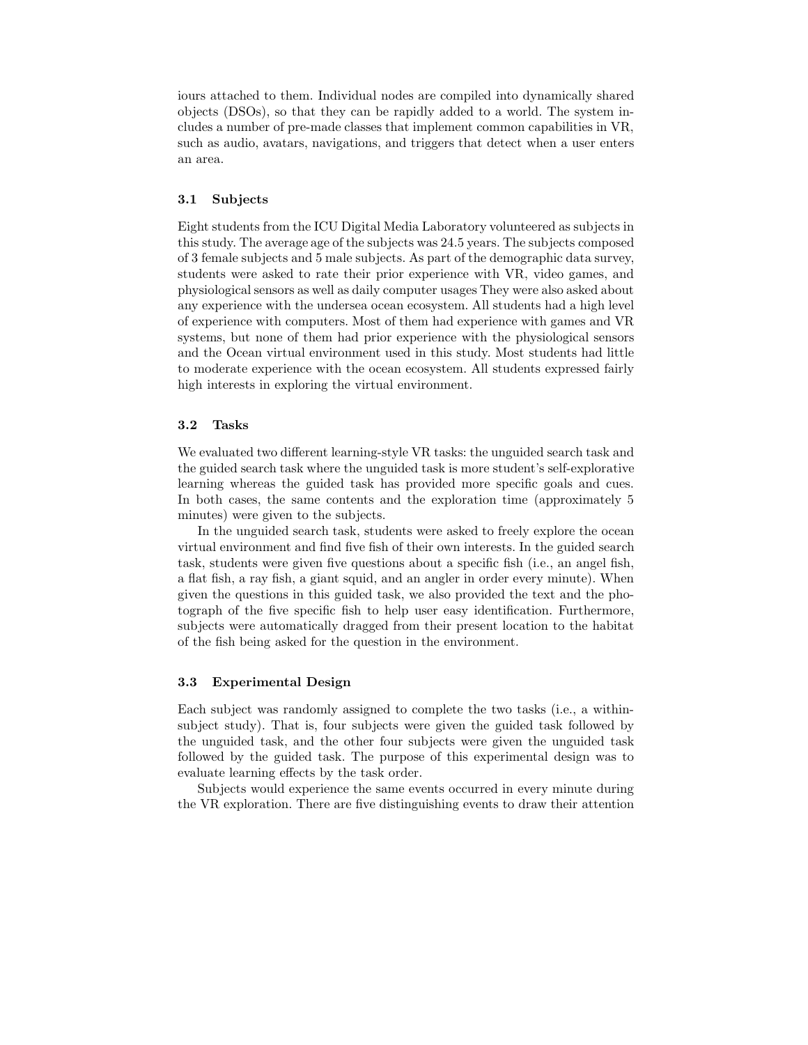iours attached to them. Individual nodes are compiled into dynamically shared objects (DSOs), so that they can be rapidly added to a world. The system includes a number of pre-made classes that implement common capabilities in VR, such as audio, avatars, navigations, and triggers that detect when a user enters an area.

### 3.1 Subjects

Eight students from the ICU Digital Media Laboratory volunteered as subjects in this study. The average age of the subjects was 24.5 years. The subjects composed of 3 female subjects and 5 male subjects. As part of the demographic data survey, students were asked to rate their prior experience with VR, video games, and physiological sensors as well as daily computer usages They were also asked about any experience with the undersea ocean ecosystem. All students had a high level of experience with computers. Most of them had experience with games and VR systems, but none of them had prior experience with the physiological sensors and the Ocean virtual environment used in this study. Most students had little to moderate experience with the ocean ecosystem. All students expressed fairly high interests in exploring the virtual environment.

### 3.2 Tasks

We evaluated two different learning-style VR tasks: the unguided search task and the guided search task where the unguided task is more student's self-explorative learning whereas the guided task has provided more specific goals and cues. In both cases, the same contents and the exploration time (approximately 5 minutes) were given to the subjects.

In the unguided search task, students were asked to freely explore the ocean virtual environment and find five fish of their own interests. In the guided search task, students were given five questions about a specific fish (i.e., an angel fish, a flat fish, a ray fish, a giant squid, and an angler in order every minute). When given the questions in this guided task, we also provided the text and the photograph of the five specific fish to help user easy identification. Furthermore, subjects were automatically dragged from their present location to the habitat of the fish being asked for the question in the environment.

### 3.3 Experimental Design

Each subject was randomly assigned to complete the two tasks (i.e., a within-subject study). That is, four subjects were given the guided task followed by the unguided task, and the other four subjects were given the unguided task followed by the guided task. The purpose of this experimental design was to evaluate learning effects by the task order.

Subjects would experience the same events occurred in every minute during the VR exploration. There are five distinguishing events to draw their attention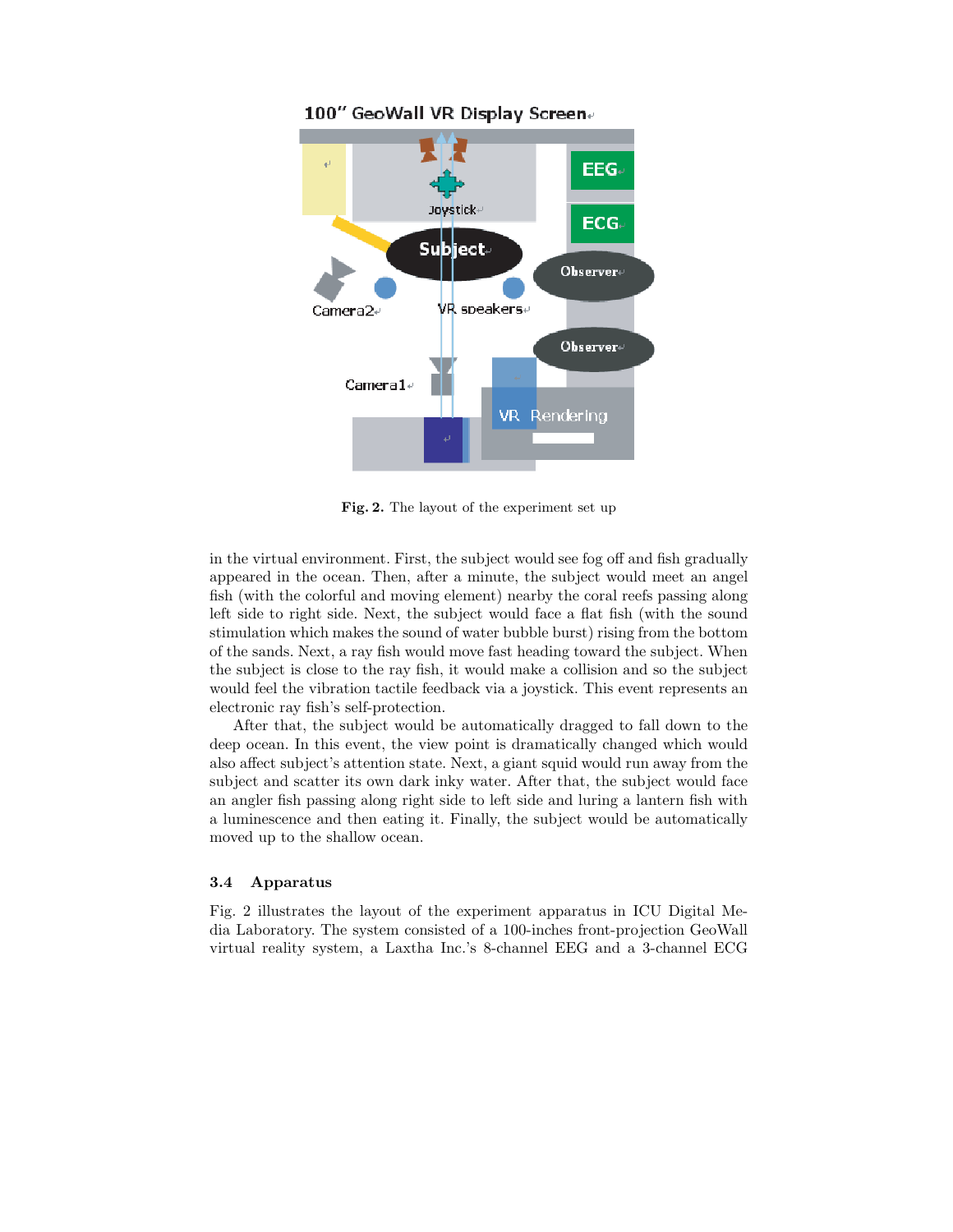Fig. 2. The layout of the experiment set up

in the virtual environment. First, the subject would see fog off and fish gradually appeared in the ocean. Then, after a minute, the subject would meet an angel fish (with the colorful and moving element) nearby the coral reefs passing along left side to right side. Next, the subject would face a flat fish (with the sound stimulation which makes the sound of water bubble burst) rising from the bottom of the sands. Next, a ray fish would move fast heading toward the subject. When the subject is close to the ray fish, it would make a collision and so the subject would feel the vibration tactile feedback via a joystick. This event represents an electronic ray fish's self-protection.

After that, the subject would be automatically dragged to fall down to the deep ocean. In this event, the view point is dramatically changed which would also affect subject's attention state. Next, a giant squid would run away from the subject and scatter its own dark inky water. After that, the subject would face an angler fish passing along right side to left side and luring a lantern fish with a luminescence and then eating it. Finally, the subject would be automatically moved up to the shallow ocean.

### 3.4 Apparatus

Fig. 2 illustrates the layout of the experiment apparatus in ICU Digital Media Laboratory. The system consisted of a 100-inches front-projection GeoWall virtual reality system, a Laxtha Inc.'s 8-channel EEG and a 3-channel ECG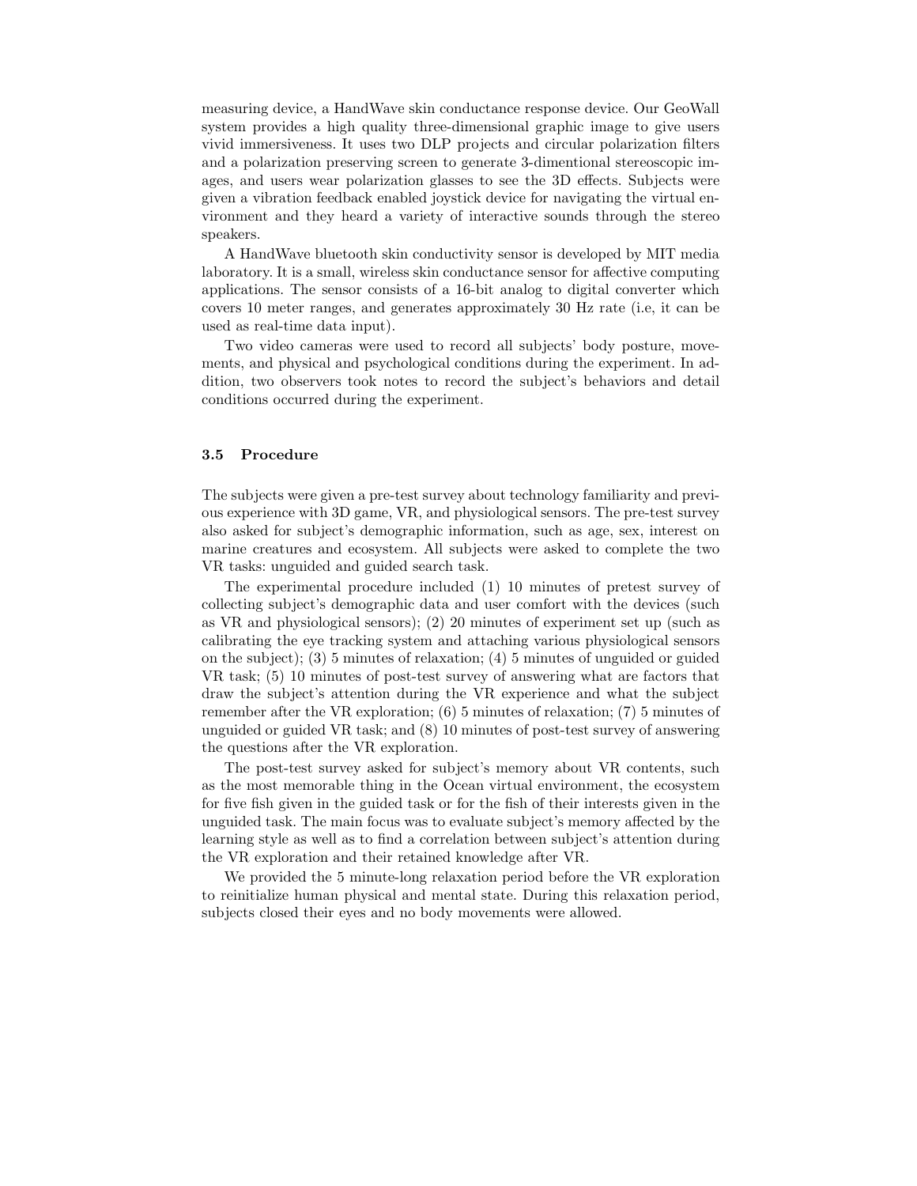measuring device, a HandWave skin conductance response device. Our GeoWall system provides a high quality three-dimensional graphic image to give users vivid immersiveness. It uses two DLP projects and circular polarization filters and a polarization preserving screen to generate 3-dimentional stereoscopic images, and users wear polarization glasses to see the 3D effects. Subjects were given a vibration feedback enabled joystick device for navigating the virtual environment and they heard a variety of interactive sounds through the stereo speakers.

A HandWave bluetooth skin conductivity sensor is developed by MIT media laboratory. It is a small, wireless skin conductance sensor for affective computing applications. The sensor consists of a 16-bit analog to digital converter which covers 10 meter ranges, and generates approximately 30 Hz rate (i.e, it can be used as real-time data input).

Two video cameras were used to record all subjects' body posture, movements, and physical and psychological conditions during the experiment. In addition, two observers took notes to record the subject's behaviors and detail conditions occurred during the experiment.

### 3.5 Procedure

The subjects were given a pre-test survey about technology familiarity and previous experience with 3D game, VR, and physiological sensors. The pre-test survey also asked for subject's demographic information, such as age, sex, interest on marine creatures and ecosystem. All subjects were asked to complete the two VR tasks: unguided and guided search task.

The experimental procedure included (1) 10 minutes of pretest survey of collecting subject's demographic data and user comfort with the devices (such as VR and physiological sensors); (2) 20 minutes of experiment set up (such as calibrating the eye tracking system and attaching various physiological sensors on the subject); (3) 5 minutes of relaxation; (4) 5 minutes of unguided or guided VR task; (5) 10 minutes of post-test survey of answering what are factors that draw the subject's attention during the VR experience and what the subject remember after the VR exploration; (6) 5 minutes of relaxation; (7) 5 minutes of unguided or guided VR task; and (8) 10 minutes of post-test survey of answering the questions after the VR exploration.

The post-test survey asked for subject's memory about VR contents, such as the most memorable thing in the Ocean virtual environment, the ecosystem for five fish given in the guided task or for the fish of their interests given in the unguided task. The main focus was to evaluate subject's memory affected by the learning style as well as to find a correlation between subject's attention during the VR exploration and their retained knowledge after VR.

We provided the 5 minute-long relaxation period before the VR exploration to reinitialize human physical and mental state. During this relaxation period, subjects closed their eyes and no body movements were allowed.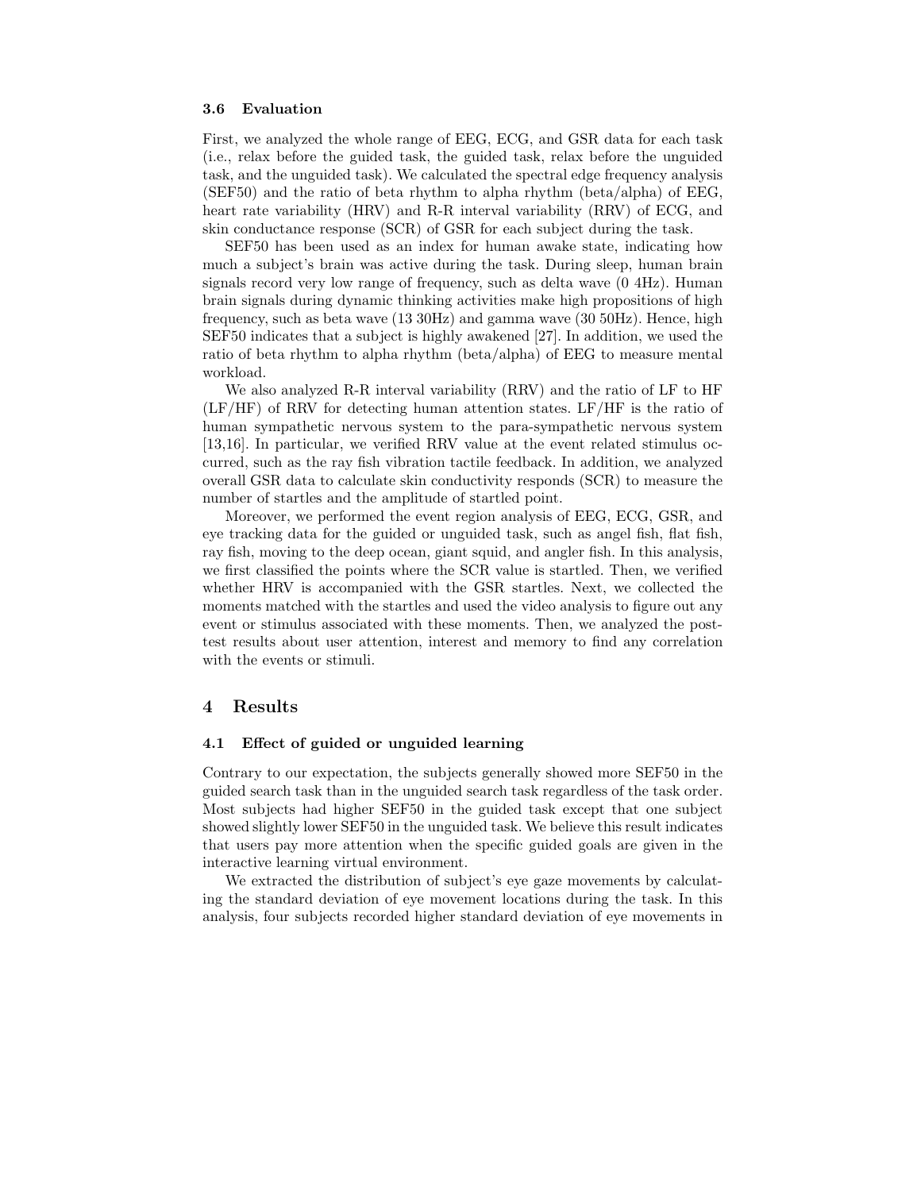### 3.6 Evaluation

First, we analyzed the whole range of EEG, ECG, and GSR data for each task (i.e., relax before the guided task, the guided task, relax before the unguided task, and the unguided task). We calculated the spectral edge frequency analysis (SEF50) and the ratio of beta rhythm to alpha rhythm (beta/alpha) of EEG, heart rate variability (HRV) and R-R interval variability (RRV) of ECG, and skin conductance response (SCR) of GSR for each subject during the task.

SEF50 has been used as an index for human awake state, indicating how much a subject's brain was active during the task. During sleep, human brain signals record very low range of frequency, such as delta wave (0 4Hz). Human brain signals during dynamic thinking activities make high propositions of high frequency, such as beta wave (13 30Hz) and gamma wave (30 50Hz). Hence, high SEF50 indicates that a subject is highly awakened [27]. In addition, we used the ratio of beta rhythm to alpha rhythm (beta/alpha) of EEG to measure mental workload.

We also analyzed R-R interval variability (RRV) and the ratio of LF to HF (LF/HF) of RRV for detecting human attention states. LF/HF is the ratio of human sympathetic nervous system to the para-sympathetic nervous system [13,16]. In particular, we verified RRV value at the event related stimulus occurred, such as the ray fish vibration tactile feedback. In addition, we analyzed overall GSR data to calculate skin conductivity responds (SCR) to measure the number of startles and the amplitude of startled point.

Moreover, we performed the event region analysis of EEG, ECG, GSR, and eye tracking data for the guided or unguided task, such as angel fish, flat fish, ray fish, moving to the deep ocean, giant squid, and angler fish. In this analysis, we first classified the points where the SCR value is startled. Then, we verified whether HRV is accompanied with the GSR startles. Next, we collected the moments matched with the startles and used the video analysis to figure out any event or stimulus associated with these moments. Then, we analyzed the post-test results about user attention, interest and memory to find any correlation with the events or stimuli.

## 4 Results

### 4.1 Effect of guided or unguided learning

Contrary to our expectation, the subjects generally showed more SEF50 in the guided search task than in the unguided search task regardless of the task order. Most subjects had higher SEF50 in the guided task except that one subject showed slightly lower SEF50 in the unguided task. We believe this result indicates that users pay more attention when the specific guided goals are given in the interactive learning virtual environment.

We extracted the distribution of subject's eye gaze movements by calculating the standard deviation of eye movement locations during the task. In this analysis, four subjects recorded higher standard deviation of eye movements in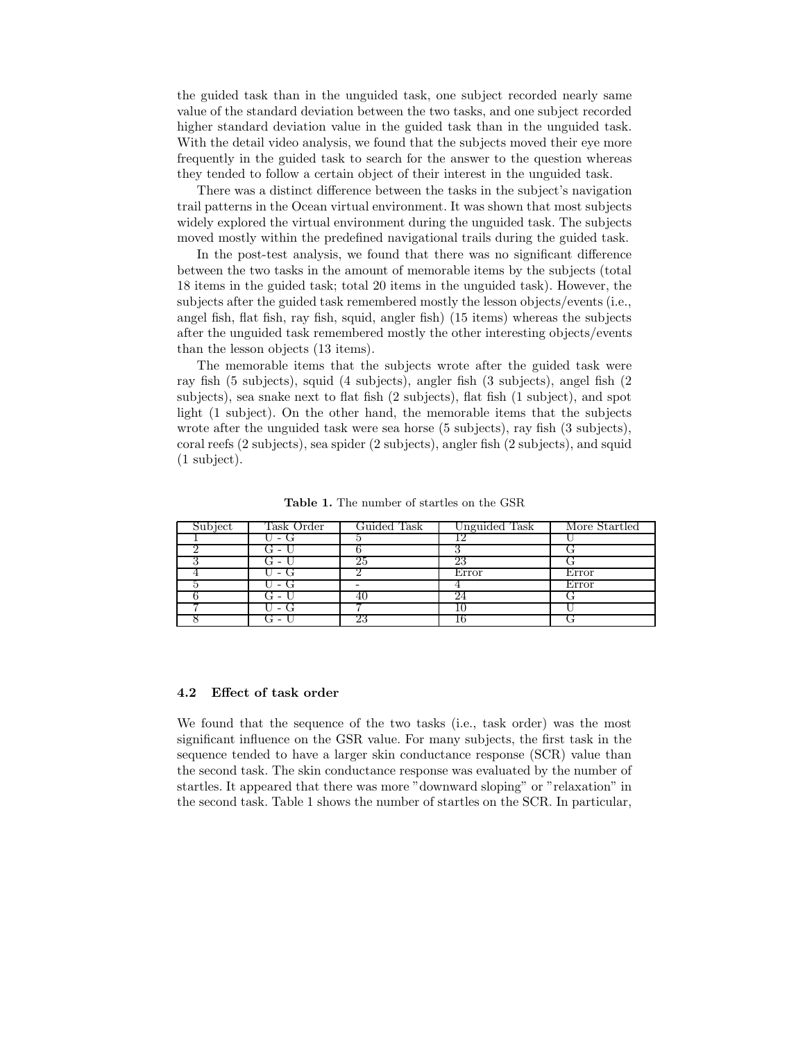the guided task than in the unguided task, one subject recorded nearly same value of the standard deviation between the two tasks, and one subject recorded higher standard deviation value in the guided task than in the unguided task. With the detail video analysis, we found that the subjects moved their eye more frequently in the guided task to search for the answer to the question whereas they tended to follow a certain object of their interest in the unguided task.

There was a distinct difference between the tasks in the subject's navigation trail patterns in the Ocean virtual environment. It was shown that most subjects widely explored the virtual environment during the unguided task. The subjects moved mostly within the predefined navigational trails during the guided task.

In the post-test analysis, we found that there was no significant difference between the two tasks in the amount of memorable items by the subjects (total 18 items in the guided task; total 20 items in the unguided task). However, the subjects after the guided task remembered mostly the lesson objects/events (i.e., angel fish, flat fish, ray fish, squid, angler fish) (15 items) whereas the subjects after the unguided task remembered mostly the other interesting objects/events than the lesson objects (13 items).

The memorable items that the subjects wrote after the guided task were ray fish (5 subjects), squid (4 subjects), angler fish (3 subjects), angel fish (2 subjects), sea snake next to flat fish (2 subjects), flat fish (1 subject), and spot light (1 subject). On the other hand, the memorable items that the subjects wrote after the unguided task were sea horse (5 subjects), ray fish (3 subjects), coral reefs (2 subjects), sea spider (2 subjects), angler fish (2 subjects), and squid (1 subject).

**Table 1.** The number of startles on the GSR

| Subject | Task Order | Guided Task | Unguided Task | More Startled |
|---|---|---|---|---|
| 1 | U - G | 5 | 12 | U |
| 2 | G - U | 6 | 3 | G |
| 3 | G - U | 25 | 23 | G |
| 4 | U - G | 2 | Error | Error |
| 5 | U - G | - | 4 | Error |
| 6 | G - U | 40 | 24 | G |
| 7 | U - G | 7 | 10 | U |
| 8 | G - U | 23 | 16 | G |

### 4.2 Effect of task order

We found that the sequence of the two tasks (i.e., task order) was the most significant influence on the GSR value. For many subjects, the first task in the sequence tended to have a larger skin conductance response (SCR) value than the second task. The skin conductance response was evaluated by the number of startles. It appeared that there was more "downward sloping" or "relaxation" in the second task. Table 1 shows the number of startles on the SCR. In particular,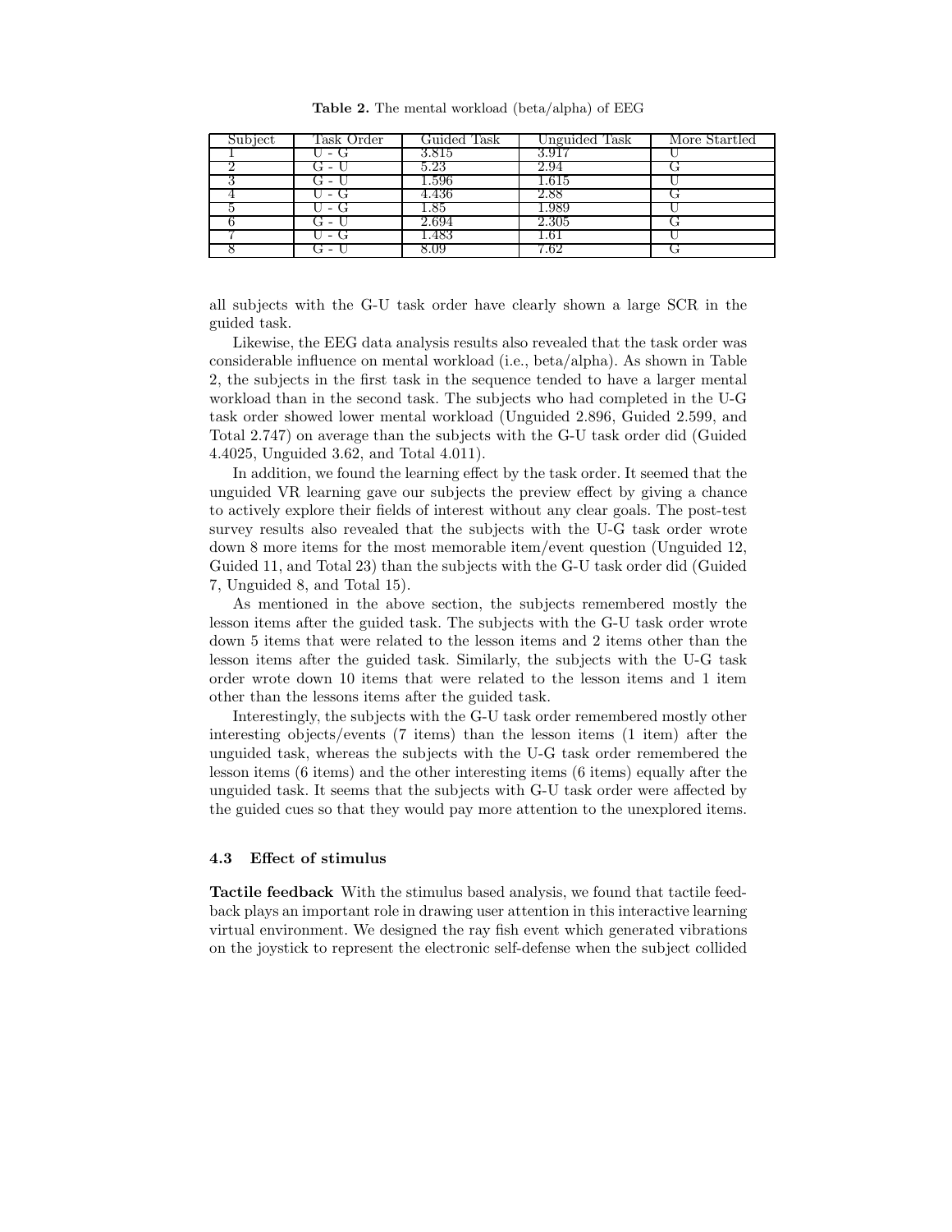**Table 2.** The mental workload (beta/alpha) of EEG

| Subject | Task Order | Guided Task | Unguided Task | More Startled |
|---|---|---|---|---|
| 1 | U - G | 3.815 | 3.917 | U |
| 2 | G - U | 5.23 | 2.94 | G |
| 3 | G - U | 1.596 | 1.615 | U |
| 4 | U - G | 4.436 | 2.88 | G |
| 5 | U - G | 1.85 | 1.989 | U |
| 6 | G - U | 2.694 | 2.305 | G |
| 7 | U - G | 1.483 | 1.61 | U |
| 8 | G - U | 8.09 | 7.62 | G |

all subjects with the G-U task order have clearly shown a large SCR in the guided task.

Likewise, the EEG data analysis results also revealed that the task order was considerable influence on mental workload (i.e., beta/alpha). As shown in Table 2, the subjects in the first task in the sequence tended to have a larger mental workload than in the second task. The subjects who had completed in the U-G task order showed lower mental workload (Unguided 2.896, Guided 2.599, and Total 2.747) on average than the subjects with the G-U task order did (Guided 4.4025, Unguided 3.62, and Total 4.011).

In addition, we found the learning effect by the task order. It seemed that the unguided VR learning gave our subjects the preview effect by giving a chance to actively explore their fields of interest without any clear goals. The post-test survey results also revealed that the subjects with the U-G task order wrote down 8 more items for the most memorable item/event question (Unguided 12, Guided 11, and Total 23) than the subjects with the G-U task order did (Guided 7, Unguided 8, and Total 15).

As mentioned in the above section, the subjects remembered mostly the lesson items after the guided task. The subjects with the G-U task order wrote down 5 items that were related to the lesson items and 2 items other than the lesson items after the guided task. Similarly, the subjects with the U-G task order wrote down 10 items that were related to the lesson items and 1 item other than the lessons items after the guided task.

Interestingly, the subjects with the G-U task order remembered mostly other interesting objects/events (7 items) than the lesson items (1 item) after the unguided task, whereas the subjects with the U-G task order remembered the lesson items (6 items) and the other interesting items (6 items) equally after the unguided task. It seems that the subjects with G-U task order were affected by the guided cues so that they would pay more attention to the unexplored items.

### 4.3 Effect of stimulus

**Tactile feedback** With the stimulus based analysis, we found that tactile feedback plays an important role in drawing user attention in this interactive learning virtual environment. We designed the ray fish event which generated vibrations on the joystick to represent the electronic self-defense when the subject collided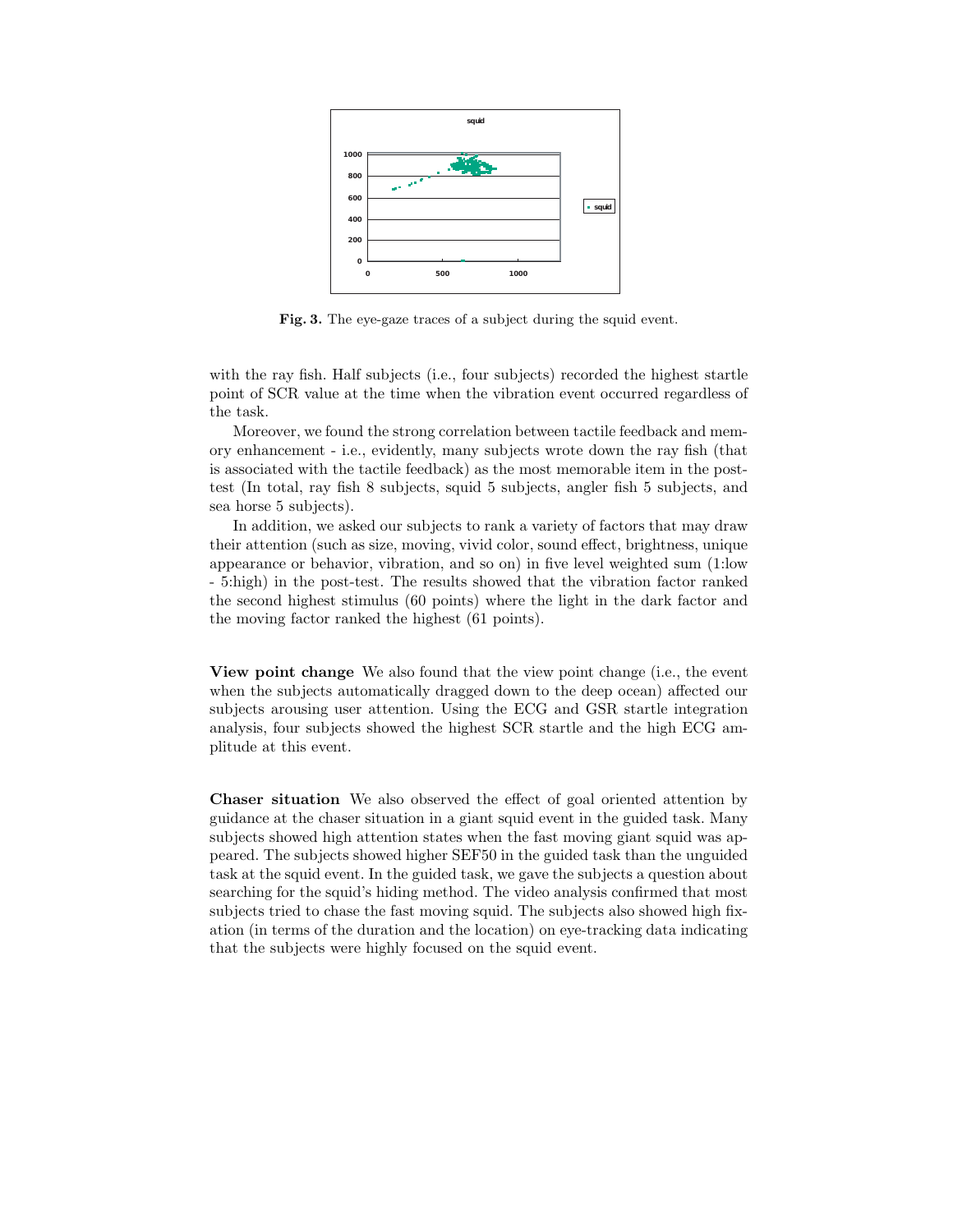**Fig. 3.** The eye-gaze traces of a subject during the squid event.

with the ray fish. Half subjects (i.e., four subjects) recorded the highest startle point of SCR value at the time when the vibration event occurred regardless of the task.

Moreover, we found the strong correlation between tactile feedback and memory enhancement - i.e., evidently, many subjects wrote down the ray fish (that is associated with the tactile feedback) as the most memorable item in the post-test (In total, ray fish 8 subjects, squid 5 subjects, angler fish 5 subjects, and sea horse 5 subjects).

In addition, we asked our subjects to rank a variety of factors that may draw their attention (such as size, moving, vivid color, sound effect, brightness, unique appearance or behavior, vibration, and so on) in five level weighted sum (1:low - 5:high) in the post-test. The results showed that the vibration factor ranked the second highest stimulus (60 points) where the light in the dark factor and the moving factor ranked the highest (61 points).

**View point change** We also found that the view point change (i.e., the event when the subjects automatically dragged down to the deep ocean) affected our subjects arousing user attention. Using the ECG and GSR startle integration analysis, four subjects showed the highest SCR startle and the high ECG amplitude at this event.

**Chaser situation** We also observed the effect of goal oriented attention by guidance at the chaser situation in a giant squid event in the guided task. Many subjects showed high attention states when the fast moving giant squid was appeared. The subjects showed higher SEF50 in the guided task than the unguided task at the squid event. In the guided task, we gave the subjects a question about searching for the squid's hiding method. The video analysis confirmed that most subjects tried to chase the fast moving squid. The subjects also showed high fixation (in terms of the duration and the location) on eye-tracking data indicating that the subjects were highly focused on the squid event.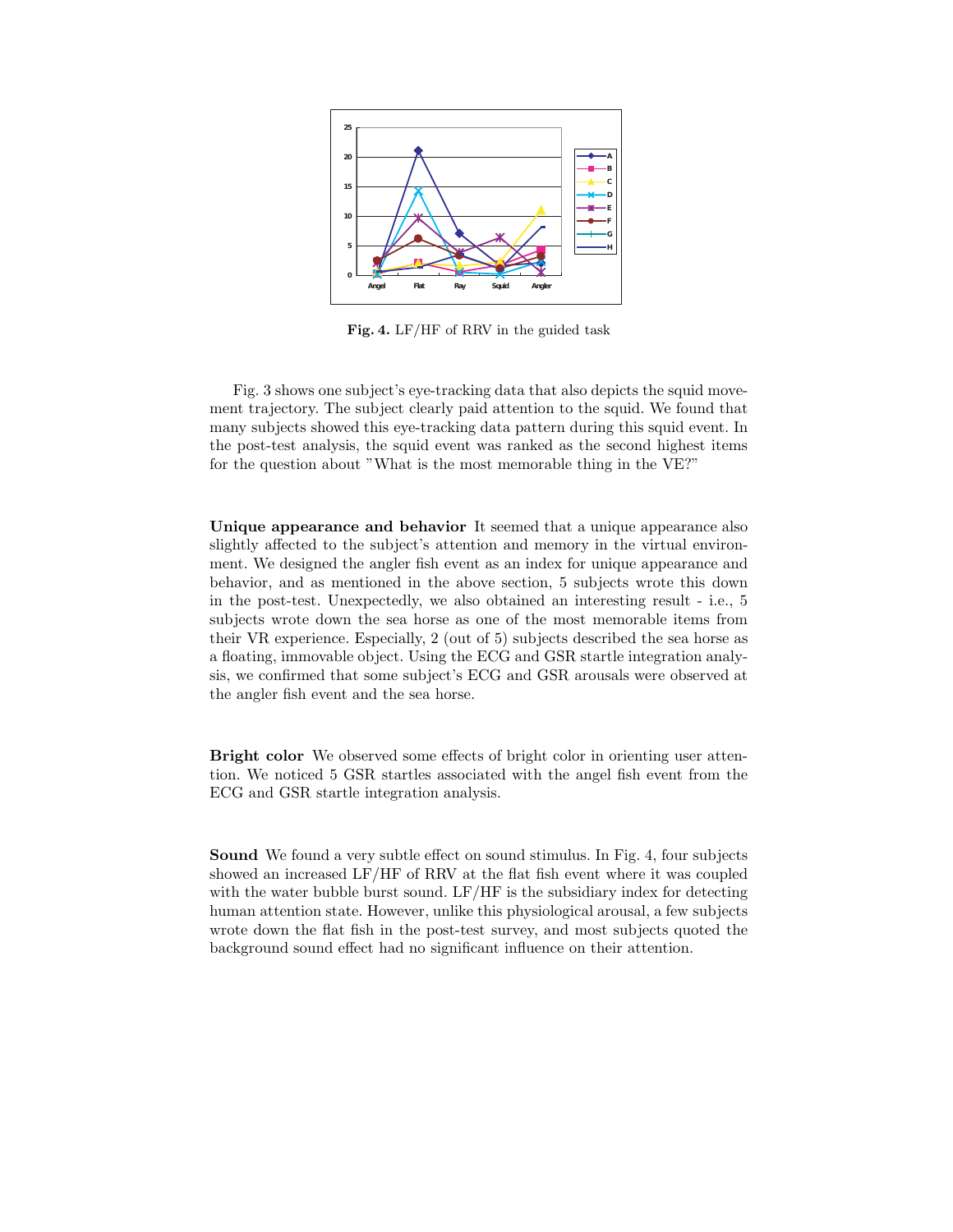**Fig. 4.** LF/HF of RRV in the guided task

Fig. 3 shows one subject's eye-tracking data that also depicts the squid movement trajectory. The subject clearly paid attention to the squid. We found that many subjects showed this eye-tracking data pattern during this squid event. In the post-test analysis, the squid event was ranked as the second highest items for the question about "What is the most memorable thing in the VE?"

**Unique appearance and behavior** It seemed that a unique appearance also slightly affected to the subject's attention and memory in the virtual environment. We designed the angler fish event as an index for unique appearance and behavior, and as mentioned in the above section, 5 subjects wrote this down in the post-test. Unexpectedly, we also obtained an interesting result - i.e., 5 subjects wrote down the sea horse as one of the most memorable items from their VR experience. Especially, 2 (out of 5) subjects described the sea horse as a floating, immovable object. Using the ECG and GSR startle integration analysis, we confirmed that some subject's ECG and GSR arousals were observed at the angler fish event and the sea horse.

**Bright color** We observed some effects of bright color in orienting user attention. We noticed 5 GSR startles associated with the angel fish event from the ECG and GSR startle integration analysis.

**Sound** We found a very subtle effect on sound stimulus. In Fig. 4, four subjects showed an increased LF/HF of RRV at the flat fish event where it was coupled with the water bubble burst sound. LF/HF is the subsidiary index for detecting human attention state. However, unlike this physiological arousal, a few subjects wrote down the flat fish in the post-test survey, and most subjects quoted the background sound effect had no significant influence on their attention.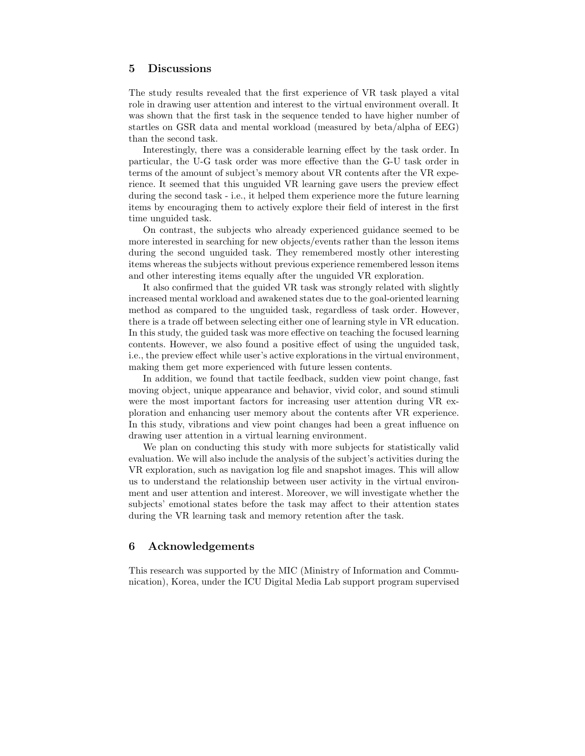## 5 Discussions

The study results revealed that the first experience of VR task played a vital role in drawing user attention and interest to the virtual environment overall. It was shown that the first task in the sequence tended to have higher number of startles on GSR data and mental workload (measured by beta/alpha of EEG) than the second task.

Interestingly, there was a considerable learning effect by the task order. In particular, the U-G task order was more effective than the G-U task order in terms of the amount of subject's memory about VR contents after the VR experience. It seemed that this unguided VR learning gave users the preview effect during the second task - i.e., it helped them experience more the future learning items by encouraging them to actively explore their field of interest in the first time unguided task.

On contrast, the subjects who already experienced guidance seemed to be more interested in searching for new objects/events rather than the lesson items during the second unguided task. They remembered mostly other interesting items whereas the subjects without previous experience remembered lesson items and other interesting items equally after the unguided VR exploration.

It also confirmed that the guided VR task was strongly related with slightly increased mental workload and awakened states due to the goal-oriented learning method as compared to the unguided task, regardless of task order. However, there is a trade off between selecting either one of learning style in VR education. In this study, the guided task was more effective on teaching the focused learning contents. However, we also found a positive effect of using the unguided task, i.e., the preview effect while user's active explorations in the virtual environment, making them get more experienced with future lessen contents.

In addition, we found that tactile feedback, sudden view point change, fast moving object, unique appearance and behavior, vivid color, and sound stimuli were the most important factors for increasing user attention during VR exploration and enhancing user memory about the contents after VR experience. In this study, vibrations and view point changes had been a great influence on drawing user attention in a virtual learning environment.

We plan on conducting this study with more subjects for statistically valid evaluation. We will also include the analysis of the subject's activities during the VR exploration, such as navigation log file and snapshot images. This will allow us to understand the relationship between user activity in the virtual environment and user attention and interest. Moreover, we will investigate whether the subjects' emotional states before the task may affect to their attention states during the VR learning task and memory retention after the task.

## 6 Acknowledgements

This research was supported by the MIC (Ministry of Information and Communication), Korea, under the ICU Digital Media Lab support program supervised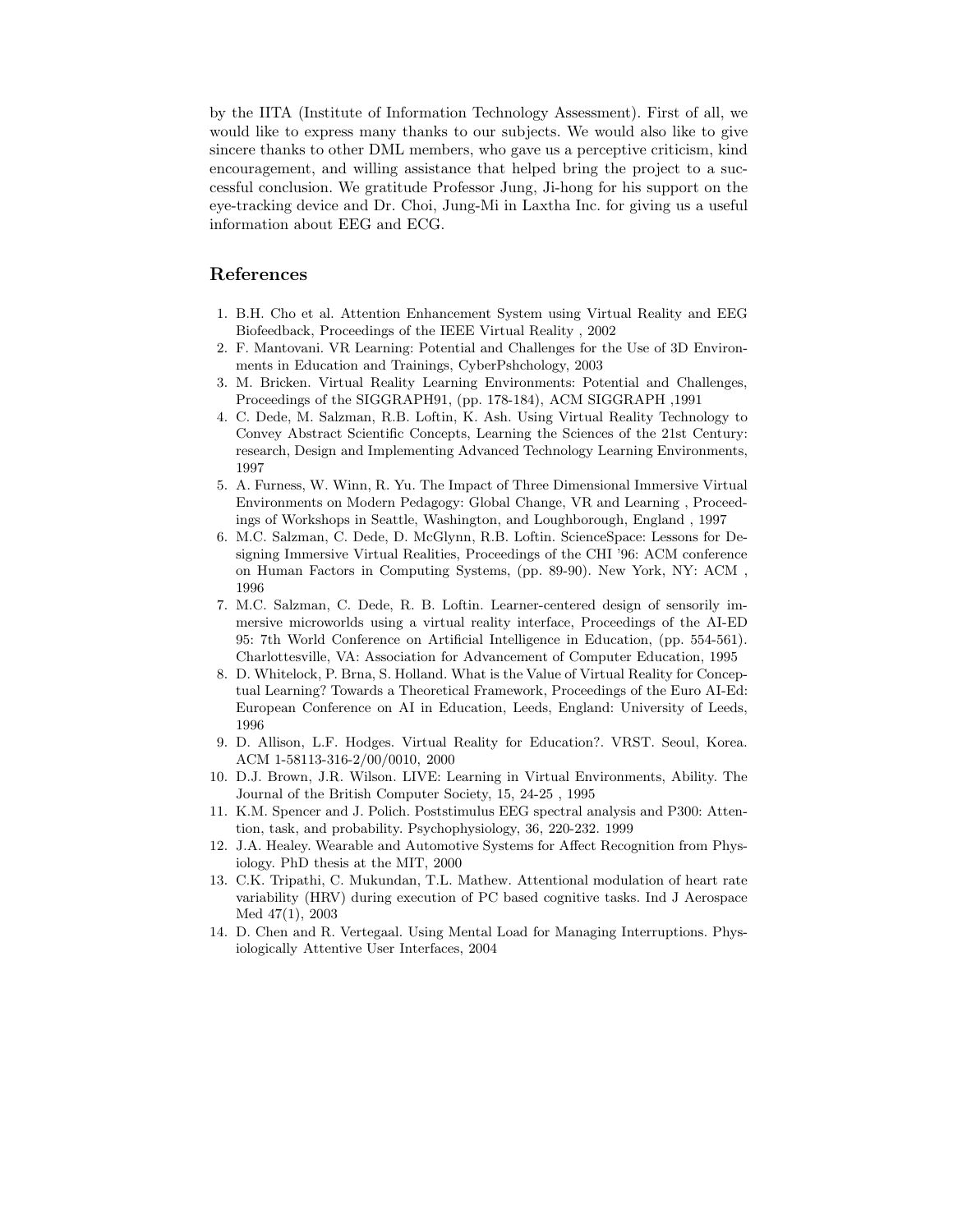by the IITA (Institute of Information Technology Assessment). First of all, we would like to express many thanks to our subjects. We would also like to give sincere thanks to other DML members, who gave us a perceptive criticism, kind encouragement, and willing assistance that helped bring the project to a successful conclusion. We gratitude Professor Jung, Ji-hong for his support on the eye-tracking device and Dr. Choi, Jung-Mi in Laxtha Inc. for giving us a useful information about EEG and ECG.

## References

1. B.H. Cho et al. Attention Enhancement System using Virtual Reality and EEG Biofeedback, Proceedings of the IEEE Virtual Reality , 2002
2. F. Mantovani. VR Learning: Potential and Challenges for the Use of 3D Environments in Education and Trainings, CyberPshchology, 2003
3. M. Bricken. Virtual Reality Learning Environments: Potential and Challenges, Proceedings of the SIGGRAPH91, (pp. 178-184), ACM SIGGRAPH ,1991
4. C. Dede, M. Salzman, R.B. Loftin, K. Ash. Using Virtual Reality Technology to Convey Abstract Scientific Concepts, Learning the Sciences of the 21st Century: research, Design and Implementing Advanced Technology Learning Environments, 1997
5. A. Furness, W. Winn, R. Yu. The Impact of Three Dimensional Immersive Virtual Environments on Modern Pedagogy: Global Change, VR and Learning , Proceedings of Workshops in Seattle, Washington, and Loughborough, England , 1997
6. M.C. Salzman, C. Dede, D. McGlynn, R.B. Loftin. ScienceSpace: Lessons for Designing Immersive Virtual Realities, Proceedings of the CHI '96: ACM conference on Human Factors in Computing Systems, (pp. 89-90). New York, NY: ACM , 1996
7. M.C. Salzman, C. Dede, R. B. Loftin. Learner-centered design of sensorily immersive microworlds using a virtual reality interface, Proceedings of the AI-ED 95: 7th World Conference on Artificial Intelligence in Education, (pp. 554-561). Charlottesville, VA: Association for Advancement of Computer Education, 1995
8. D. Whitelock, P. Brna, S. Holland. What is the Value of Virtual Reality for Conceptual Learning? Towards a Theoretical Framework, Proceedings of the Euro AI-Ed: European Conference on AI in Education, Leeds, England: University of Leeds, 1996
9. D. Allison, L.F. Hodges. Virtual Reality for Education?. VRST. Seoul, Korea. ACM 1-58113-316-2/00/0010, 2000
10. D.J. Brown, J.R. Wilson. LIVE: Learning in Virtual Environments, Ability. The Journal of the British Computer Society, 15, 24-25 , 1995
11. K.M. Spencer and J. Polich. Poststimulus EEG spectral analysis and P300: Attention, task, and probability. Psychophysiology, 36, 220-232. 1999
12. J.A. Healey. Wearable and Automotive Systems for Affect Recognition from Physiology. PhD thesis at the MIT, 2000
13. C.K. Tripathi, C. Mukundan, T.L. Mathew. Attentional modulation of heart rate variability (HRV) during execution of PC based cognitive tasks. Ind J Aerospace Med 47(1), 2003
14. D. Chen and R. Vertegaal. Using Mental Load for Managing Interruptions. Physiologically Attentive User Interfaces, 2004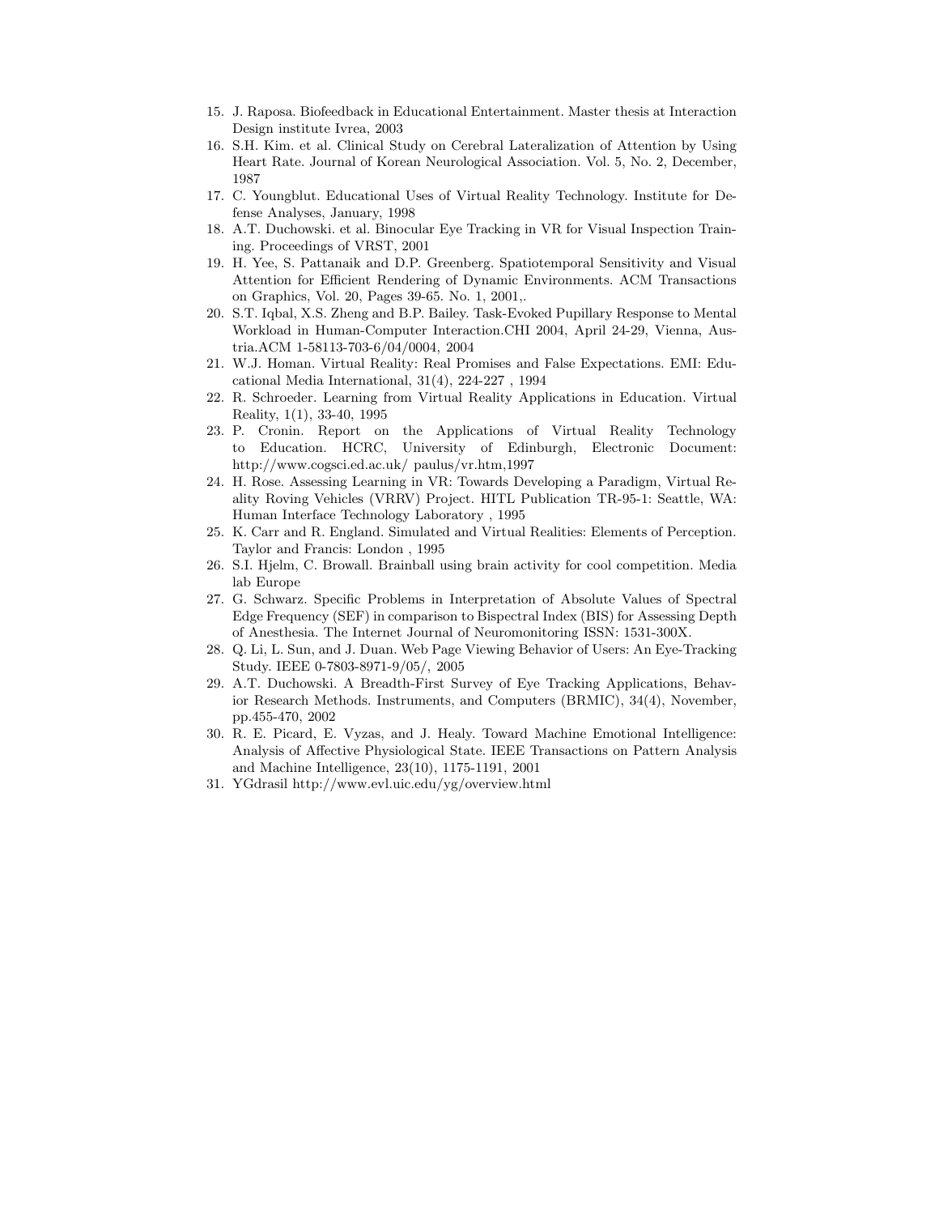15. J. Raposa. Biofeedback in Educational Entertainment. Master thesis at Interaction Design institute Ivrea, 2003
16. S.H. Kim. et al. Clinical Study on Cerebral Lateralization of Attention by Using Heart Rate. Journal of Korean Neurological Association. Vol. 5, No. 2, December, 1987
17. C. Youngblut. Educational Uses of Virtual Reality Technology. Institute for Defense Analyses, January, 1998
18. A.T. Duchowski. et al. Binocular Eye Tracking in VR for Visual Inspection Training. Proceedings of VRST, 2001
19. H. Yee, S. Pattanaik and D.P. Greenberg. Spatiotemporal Sensitivity and Visual Attention for Efficient Rendering of Dynamic Environments. ACM Transactions on Graphics, Vol. 20, Pages 39-65. No. 1, 2001,.
20. S.T. Iqbal, X.S. Zheng and B.P. Bailey. Task-Evoked Pupillary Response to Mental Workload in Human-Computer Interaction.CHI 2004, April 24-29, Vienna, Austria.ACM 1-58113-703-6/04/0004, 2004
21. W.J. Homan. Virtual Reality: Real Promises and False Expectations. EMI: Educational Media International, 31(4), 224-227 , 1994
22. R. Schroeder. Learning from Virtual Reality Applications in Education. Virtual Reality, 1(1), 33-40, 1995
23. P. Cronin. Report on the Applications of Virtual Reality Technology to Education. HCRC, University of Edinburgh, Electronic Document: http://www.cogsci.ed.ac.uk/ paulus/vr.htm,1997
24. H. Rose. Assessing Learning in VR: Towards Developing a Paradigm, Virtual Reality Roving Vehicles (VRRV) Project. HITL Publication TR-95-1: Seattle, WA: Human Interface Technology Laboratory , 1995
25. K. Carr and R. England. Simulated and Virtual Realities: Elements of Perception. Taylor and Francis: London , 1995
26. S.I. Hjelm, C. Browall. Brainball using brain activity for cool competition. Media lab Europe
27. G. Schwarz. Specific Problems in Interpretation of Absolute Values of Spectral Edge Frequency (SEF) in comparison to Bispectral Index (BIS) for Assessing Depth of Anesthesia. The Internet Journal of Neuromonitoring ISSN: 1531-300X.
28. Q. Li, L. Sun, and J. Duan. Web Page Viewing Behavior of Users: An Eye-Tracking Study. IEEE 0-7803-8971-9/05/, 2005
29. A.T. Duchowski. A Breadth-First Survey of Eye Tracking Applications, Behavior Research Methods. Instruments, and Computers (BRMIC), 34(4), November, pp.455-470, 2002
30. R. E. Picard, E. Vyzas, and J. Healy. Toward Machine Emotional Intelligence: Analysis of Affective Physiological State. IEEE Transactions on Pattern Analysis and Machine Intelligence, 23(10), 1175-1191, 2001
31. YGdrasil http://www.evl.uic.edu/yg/overview.html